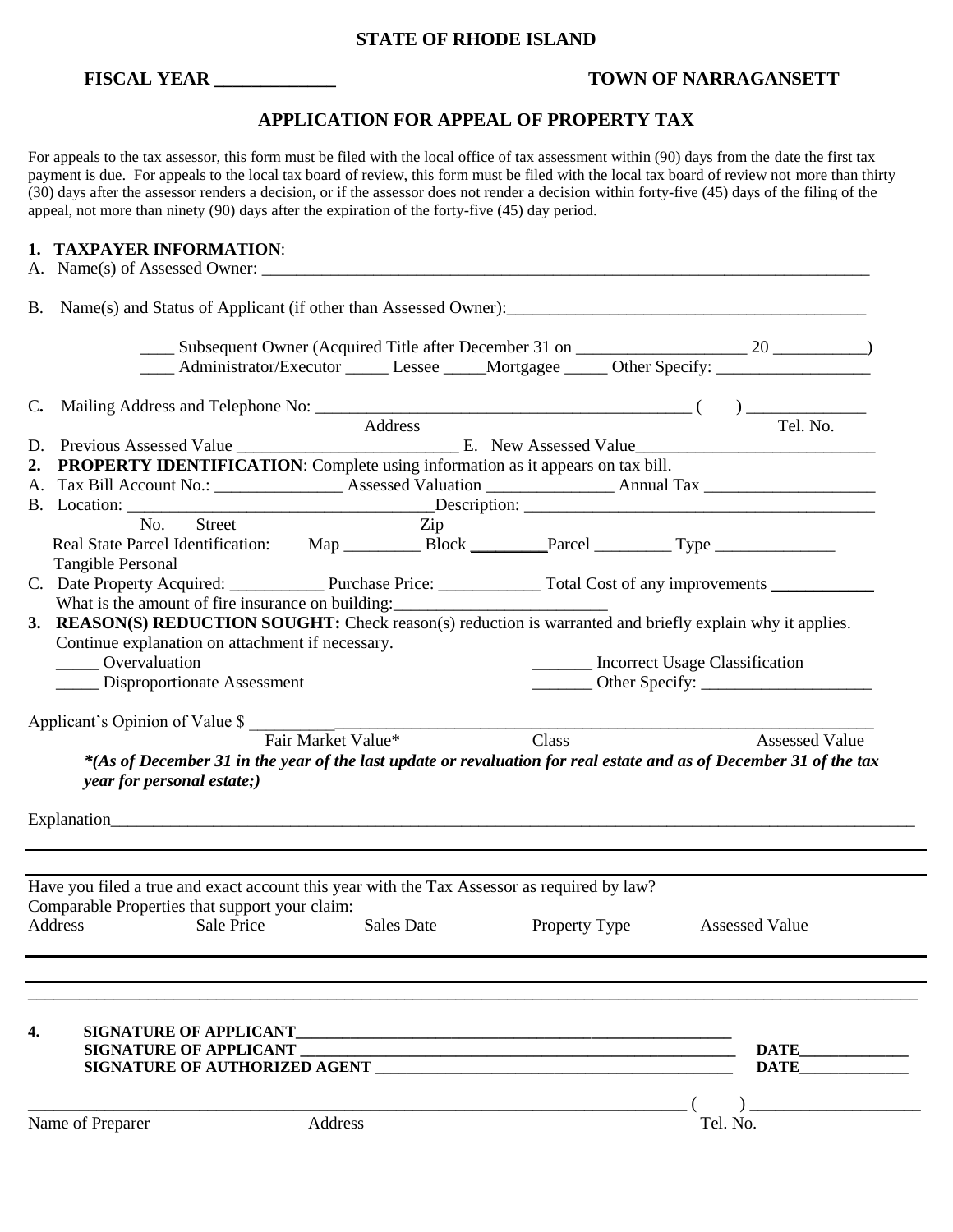**STATE OF RHODE ISLAND**

**FISCAL YEAR \_\_\_\_\_\_\_\_\_\_\_\_\_** **TOWN OF NARRAGANSETT**

## APPLICATION FOR APPEAL OF PROPERTY TAX

For appeals to the tax assessor, this form must be filed with the local office of tax assessment within (90) days from the date the first tax payment is due. For appeals to the local tax board of review, this form must be filed with the local tax board of review not more than thirty (30) days after the assessor renders a decision, or if the assessor does not render a decision within forty-five (45) days of the filing of the appeal, not more than ninety (90) days after the expiration of the forty-five (45) day period.

**1. TAXPAYER INFORMATION**:

A. Name(s) of Assessed Owner: \_\_\_\_\_\_\_\_\_\_\_\_\_\_\_\_\_\_\_\_\_\_\_\_\_\_\_\_\_\_\_\_\_\_\_\_\_\_\_\_\_\_\_\_\_\_\_\_\_\_\_\_\_\_\_\_\_\_\_\_

B. Name(s) and Status of Applicant (if other than Assessed Owner):\_\_\_\_\_\_\_\_\_\_\_\_\_\_\_\_\_\_\_\_\_\_\_\_\_\_\_\_\_\_\_\_\_\_\_\_

\_\_\_\_ Subsequent Owner (Acquired Title after December 31 on \_\_\_\_\_\_\_\_\_\_\_\_\_\_\_\_\_\_\_\_ 20 \_\_\_\_\_\_\_\_\_\_\_)
\_\_\_\_ Administrator/Executor \_\_\_\_\_ Lessee \_\_\_\_\_Mortgagee \_\_\_\_\_ Other Specify: \_\_\_\_\_\_\_\_\_\_\_\_\_\_\_\_\_\_

C. Mailing Address and Telephone No: \_\_\_\_\_\_\_\_\_\_\_\_\_\_\_\_\_\_\_\_\_\_\_\_\_\_\_\_\_\_\_\_\_\_\_\_\_\_\_\_\_\_\_\_\_\_ ( ) \_\_\_\_\_\_\_\_\_\_\_\_\_\_
Address Tel. No.

D. Previous Assessed Value \_\_\_\_\_\_\_\_\_\_\_\_\_\_\_\_\_\_\_\_\_\_\_\_\_\_ E. New Assessed Value\_\_\_\_\_\_\_\_\_\_\_\_\_\_\_\_\_\_\_\_\_\_\_\_\_\_\_\_\_

**2. PROPERTY IDENTIFICATION**: Complete using information as it appears on tax bill.

A. Tax Bill Account No.: \_\_\_\_\_\_\_\_\_\_\_\_\_\_\_ Assessed Valuation \_\_\_\_\_\_\_\_\_\_\_\_\_\_\_ Annual Tax \_\_\_\_\_\_\_\_\_\_\_\_\_\_\_\_\_\_\_\_

B. Location: \_\_\_\_\_\_\_\_\_\_\_\_\_\_\_\_\_\_\_\_\_\_\_\_\_\_\_\_\_\_\_\_\_\_\_\_\_Description: \_\_\_\_\_\_\_\_\_\_\_\_\_\_\_\_\_\_\_\_\_\_\_\_\_\_\_\_\_\_\_\_\_\_\_\_\_\_\_\_\_\_
No. Street Zip
Real State Parcel Identification: Map \_\_\_\_\_\_\_\_\_ Block \_\_\_\_\_\_\_\_\_Parcel \_\_\_\_\_\_\_\_\_ Type \_\_\_\_\_\_\_\_\_\_\_\_\_\_\_
Tangible Personal

C. Date Property Acquired: \_\_\_\_\_\_\_\_\_\_\_ Purchase Price: \_\_\_\_\_\_\_\_\_\_\_\_ Total Cost of any improvements \_\_\_\_\_\_\_\_\_\_\_\_
What is the amount of fire insurance on building:\_\_\_\_\_\_\_\_\_\_\_\_\_\_\_\_\_\_\_\_\_\_\_\_\_\_

**3. REASON(S) REDUCTION SOUGHT:** Check reason(s) reduction is warranted and briefly explain why it applies. Continue explanation on attachment if necessary.

\_\_\_\_\_ Overvaluation \_\_\_\_\_\_\_ Incorrect Usage Classification
\_\_\_\_\_ Disproportionate Assessment \_\_\_\_\_\_\_ Other Specify: \_\_\_\_\_\_\_\_\_\_\_\_\_\_\_\_\_\_\_\_

Applicant's Opinion of Value $ \_\_\_\_\_\_\_\_\_\_\_\_\_\_\_\_\_\_\_\_\_\_\_\_\_\_\_\_\_\_\_\_\_\_\_\_\_\_\_\_\_\_\_\_\_\_\_\_\_\_\_\_\_\_\_\_\_\_\_\_\_\_\_\_\_\_\_\_\_\_\_\_\_
Fair Market Value* Class Assessed Value

***(As of December 31 in the year of the last update or revaluation for real estate and as of December 31 of the tax year for personal estate;)***

Explanation\_\_\_\_\_\_\_\_\_\_\_\_\_\_\_\_\_\_\_\_\_\_\_\_\_\_\_\_\_\_\_\_\_\_\_\_\_\_\_\_\_\_\_\_\_\_\_\_\_\_\_\_\_\_\_\_\_\_\_\_\_\_\_\_\_\_\_\_\_\_\_\_\_\_\_\_\_\_\_\_\_\_\_\_\_\_\_\_\_\_

Have you filed a true and exact account this year with the Tax Assessor as required by law?

Comparable Properties that support your claim:

| Address | Sale Price | Sales Date | Property Type | Assessed Value |
|---|---|---|---|---|
| | | | | |
| | | | | |

**4. SIGNATURE OF APPLICANT**\_\_\_\_\_\_\_\_\_\_\_\_\_\_\_\_\_\_\_\_\_\_\_\_\_\_\_\_\_\_\_\_\_\_\_\_\_\_\_\_\_\_\_\_\_\_\_\_\_\_\_\_\_\_\_\_\_

**SIGNATURE OF APPLICANT** \_\_\_\_\_\_\_\_\_\_\_\_\_\_\_\_\_\_\_\_\_\_\_\_\_\_\_\_\_\_\_\_\_\_\_\_\_\_\_\_\_\_\_\_\_\_\_\_\_\_\_\_\_\_\_\_\_ **DATE**\_\_\_\_\_\_\_\_\_\_\_\_\_\_

**SIGNATURE OF AUTHORIZED AGENT** \_\_\_\_\_\_\_\_\_\_\_\_\_\_\_\_\_\_\_\_\_\_\_\_\_\_\_\_\_\_\_\_\_\_\_\_\_\_\_\_\_\_\_\_\_\_\_ **DATE**\_\_\_\_\_\_\_\_\_\_\_\_\_\_

\_\_\_\_\_\_\_\_\_\_\_\_\_\_\_\_\_\_\_\_\_\_\_\_\_\_\_\_\_\_\_\_\_\_\_\_\_\_\_\_\_\_\_\_\_\_\_\_\_\_\_\_\_\_\_\_\_\_\_\_\_\_\_\_\_\_\_\_\_\_\_\_\_\_\_\_\_\_ ( ) \_\_\_\_\_\_\_\_\_\_\_\_\_\_\_\_\_\_\_\_\_
Name of Preparer Address Tel. No.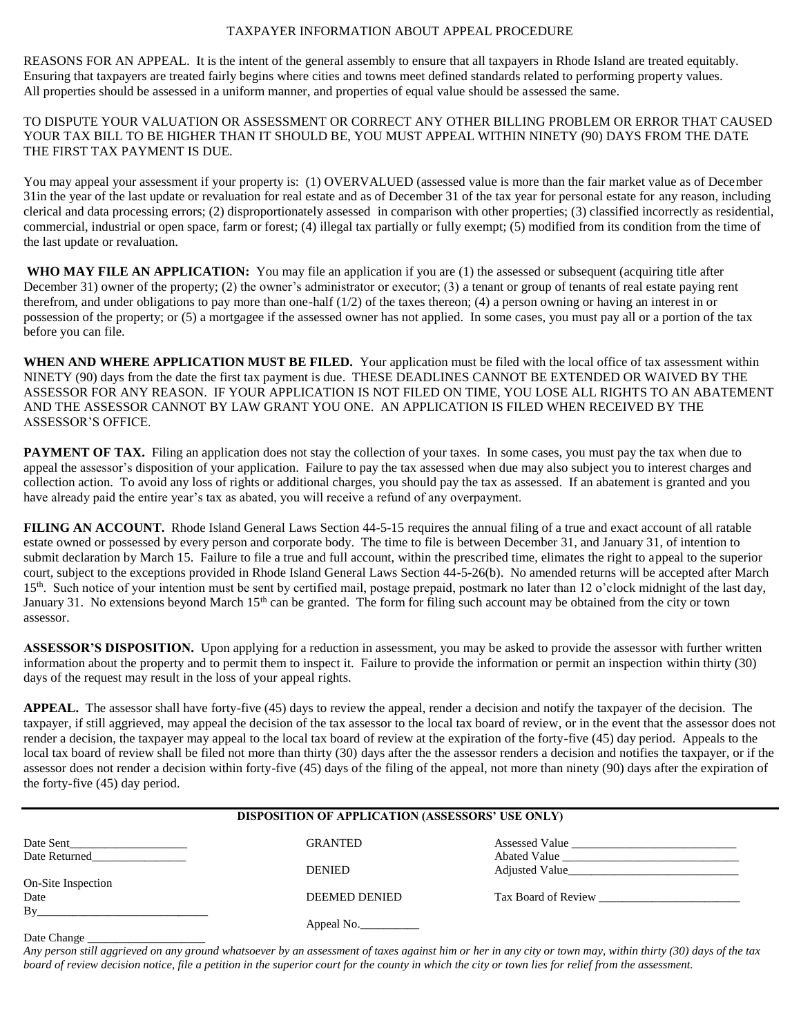# TAXPAYER INFORMATION ABOUT APPEAL PROCEDURE

REASONS FOR AN APPEAL. It is the intent of the general assembly to ensure that all taxpayers in Rhode Island are treated equitably. Ensuring that taxpayers are treated fairly begins where cities and towns meet defined standards related to performing property values. All properties should be assessed in a uniform manner, and properties of equal value should be assessed the same.

TO DISPUTE YOUR VALUATION OR ASSESSMENT OR CORRECT ANY OTHER BILLING PROBLEM OR ERROR THAT CAUSED YOUR TAX BILL TO BE HIGHER THAN IT SHOULD BE, YOU MUST APPEAL WITHIN NINETY (90) DAYS FROM THE DATE THE FIRST TAX PAYMENT IS DUE.

You may appeal your assessment if your property is: (1) OVERVALUED (assessed value is more than the fair market value as of December 31in the year of the last update or revaluation for real estate and as of December 31 of the tax year for personal estate for any reason, including clerical and data processing errors; (2) disproportionately assessed in comparison with other properties; (3) classified incorrectly as residential, commercial, industrial or open space, farm or forest; (4) illegal tax partially or fully exempt; (5) modified from its condition from the time of the last update or revaluation.

**WHO MAY FILE AN APPLICATION:** You may file an application if you are (1) the assessed or subsequent (acquiring title after December 31) owner of the property; (2) the owner's administrator or executor; (3) a tenant or group of tenants of real estate paying rent therefrom, and under obligations to pay more than one-half (1/2) of the taxes thereon; (4) a person owning or having an interest in or possession of the property; or (5) a mortgagee if the assessed owner has not applied. In some cases, you must pay all or a portion of the tax before you can file.

**WHEN AND WHERE APPLICATION MUST BE FILED.** Your application must be filed with the local office of tax assessment within NINETY (90) days from the date the first tax payment is due. THESE DEADLINES CANNOT BE EXTENDED OR WAIVED BY THE ASSESSOR FOR ANY REASON. IF YOUR APPLICATION IS NOT FILED ON TIME, YOU LOSE ALL RIGHTS TO AN ABATEMENT AND THE ASSESSOR CANNOT BY LAW GRANT YOU ONE. AN APPLICATION IS FILED WHEN RECEIVED BY THE ASSESSOR'S OFFICE.

**PAYMENT OF TAX.** Filing an application does not stay the collection of your taxes. In some cases, you must pay the tax when due to appeal the assessor's disposition of your application. Failure to pay the tax assessed when due may also subject you to interest charges and collection action. To avoid any loss of rights or additional charges, you should pay the tax as assessed. If an abatement is granted and you have already paid the entire year's tax as abated, you will receive a refund of any overpayment.

**FILING AN ACCOUNT.** Rhode Island General Laws Section 44-5-15 requires the annual filing of a true and exact account of all ratable estate owned or possessed by every person and corporate body. The time to file is between December 31, and January 31, of intention to submit declaration by March 15. Failure to file a true and full account, within the prescribed time, elimates the right to appeal to the superior court, subject to the exceptions provided in Rhode Island General Laws Section 44-5-26(b). No amended returns will be accepted after March 15th. Such notice of your intention must be sent by certified mail, postage prepaid, postmark no later than 12 o'clock midnight of the last day, January 31. No extensions beyond March 15th can be granted. The form for filing such account may be obtained from the city or town assessor.

**ASSESSOR'S DISPOSITION.** Upon applying for a reduction in assessment, you may be asked to provide the assessor with further written information about the property and to permit them to inspect it. Failure to provide the information or permit an inspection within thirty (30) days of the request may result in the loss of your appeal rights.

**APPEAL.** The assessor shall have forty-five (45) days to review the appeal, render a decision and notify the taxpayer of the decision. The taxpayer, if still aggrieved, may appeal the decision of the tax assessor to the local tax board of review, or in the event that the assessor does not render a decision, the taxpayer may appeal to the local tax board of review at the expiration of the forty-five (45) day period. Appeals to the local tax board of review shall be filed not more than thirty (30) days after the the assessor renders a decision and notifies the taxpayer, or if the assessor does not render a decision within forty-five (45) days of the filing of the appeal, not more than ninety (90) days after the expiration of the forty-five (45) day period.

---

**DISPOSITION OF APPLICATION (ASSESSORS' USE ONLY)**

| | | |
|---|---|---|
| Date Sent____________________ | GRANTED | Assessed Value ____________________________ |
| Date Returned________________ | | Abated Value ______________________________ |
| | DENIED | Adjusted Value_____________________________ |
| On-Site Inspection | | |
| Date | DEEMED DENIED | Tax Board of Review ________________________ |
| By____________________________ | | |
| | Appeal No.__________ | |
| Date Change ____________________ | | |

*Any person still aggrieved on any ground whatsoever by an assessment of taxes against him or her in any city or town may, within thirty (30) days of the tax board of review decision notice, file a petition in the superior court for the county in which the city or town lies for relief from the assessment.*